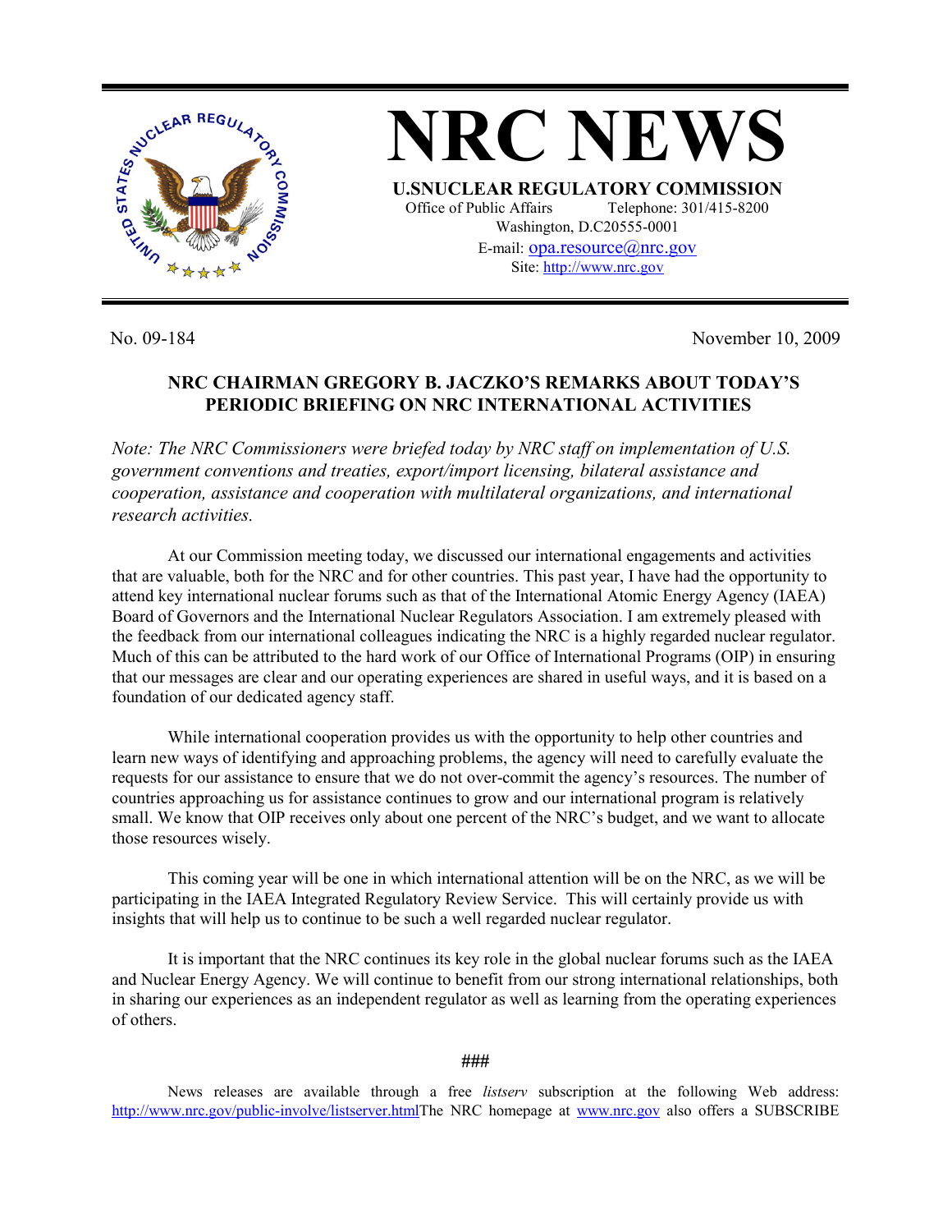# NRC NEWS

**U.SNUCLEAR REGULATORY COMMISSION**

Office of Public Affairs Telephone: 301/415-8200

Washington, D.C20555-0001

E-mail: opa.resource@nrc.gov

Site: http://www.nrc.gov

No. 09-184 November 10, 2009

## NRC CHAIRMAN GREGORY B. JACZKO'S REMARKS ABOUT TODAY'S PERIODIC BRIEFING ON NRC INTERNATIONAL ACTIVITIES

*Note: The NRC Commissioners were briefed today by NRC staff on implementation of U.S. government conventions and treaties, export/import licensing, bilateral assistance and cooperation, assistance and cooperation with multilateral organizations, and international research activities.*

At our Commission meeting today, we discussed our international engagements and activities that are valuable, both for the NRC and for other countries. This past year, I have had the opportunity to attend key international nuclear forums such as that of the International Atomic Energy Agency (IAEA) Board of Governors and the International Nuclear Regulators Association. I am extremely pleased with the feedback from our international colleagues indicating the NRC is a highly regarded nuclear regulator. Much of this can be attributed to the hard work of our Office of International Programs (OIP) in ensuring that our messages are clear and our operating experiences are shared in useful ways, and it is based on a foundation of our dedicated agency staff.

While international cooperation provides us with the opportunity to help other countries and learn new ways of identifying and approaching problems, the agency will need to carefully evaluate the requests for our assistance to ensure that we do not over-commit the agency's resources. The number of countries approaching us for assistance continues to grow and our international program is relatively small. We know that OIP receives only about one percent of the NRC's budget, and we want to allocate those resources wisely.

This coming year will be one in which international attention will be on the NRC, as we will be participating in the IAEA Integrated Regulatory Review Service. This will certainly provide us with insights that will help us to continue to be such a well regarded nuclear regulator.

It is important that the NRC continues its key role in the global nuclear forums such as the IAEA and Nuclear Energy Agency. We will continue to benefit from our strong international relationships, both in sharing our experiences as an independent regulator as well as learning from the operating experiences of others.

###

News releases are available through a free *listserv* subscription at the following Web address: http://www.nrc.gov/public-involve/listserver.htmlThe NRC homepage at www.nrc.gov also offers a SUBSCRIBE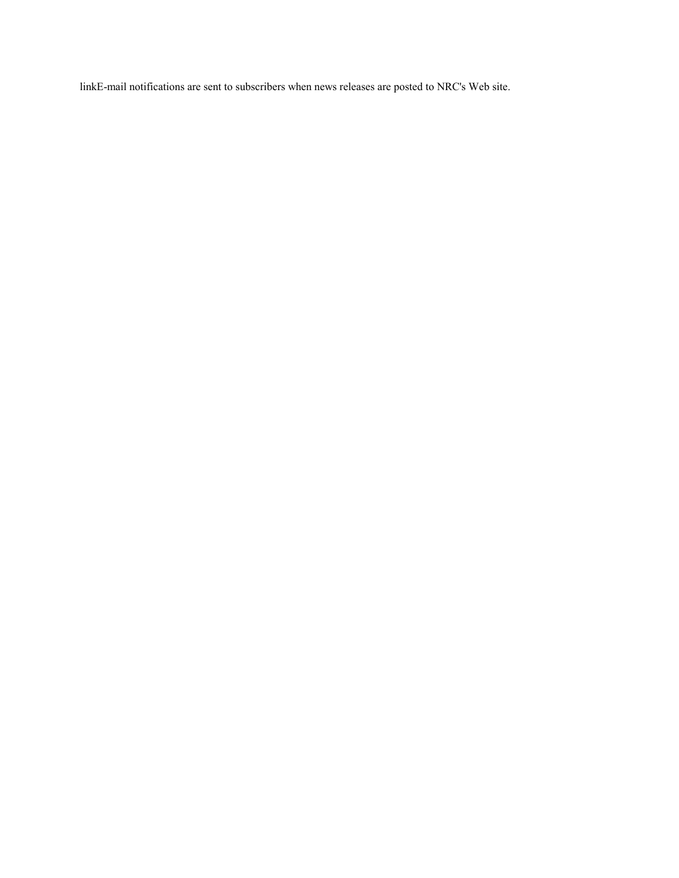linkE-mail notifications are sent to subscribers when news releases are posted to NRC's Web site.